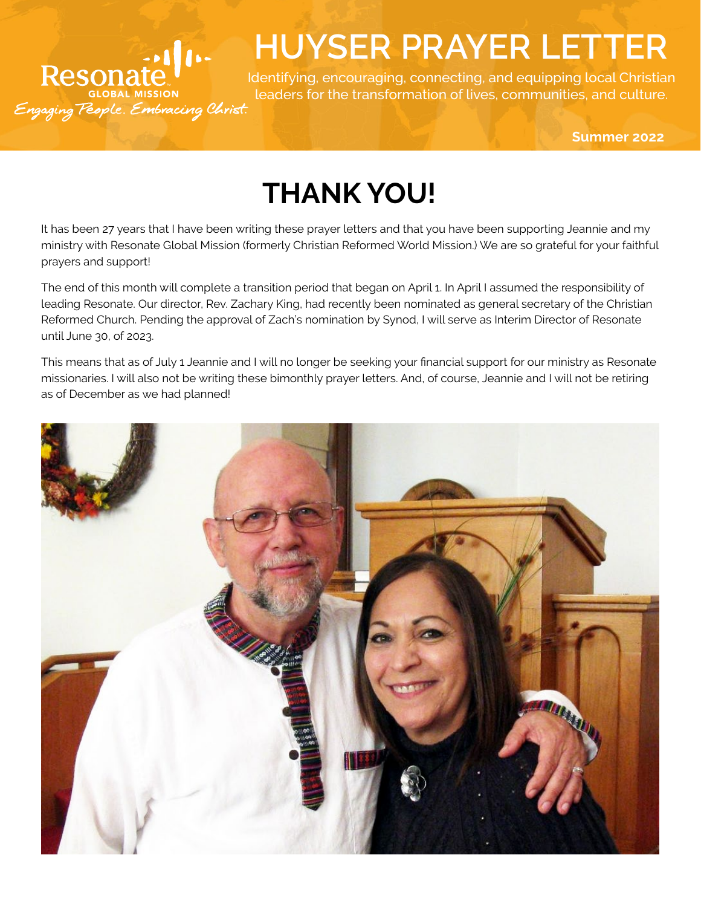Resonate GLOBAL MISSION

*Engaging People. Embracing Christ.*

# HUYSER PRAYER LETTER

Identifying, encouraging, connecting, and equipping local Christian leaders for the transformation of lives, communities, and culture.

**Summer 2022**

## THANK YOU!

It has been 27 years that I have been writing these prayer letters and that you have been supporting Jeannie and my ministry with Resonate Global Mission (formerly Christian Reformed World Mission.) We are so grateful for your faithful prayers and support!

The end of this month will complete a transition period that began on April 1. In April I assumed the responsibility of leading Resonate. Our director, Rev. Zachary King, had recently been nominated as general secretary of the Christian Reformed Church. Pending the approval of Zach's nomination by Synod, I will serve as Interim Director of Resonate until June 30, of 2023.

This means that as of July 1 Jeannie and I will no longer be seeking your financial support for our ministry as Resonate missionaries. I will also not be writing these bimonthly prayer letters. And, of course, Jeannie and I will not be retiring as of December as we had planned!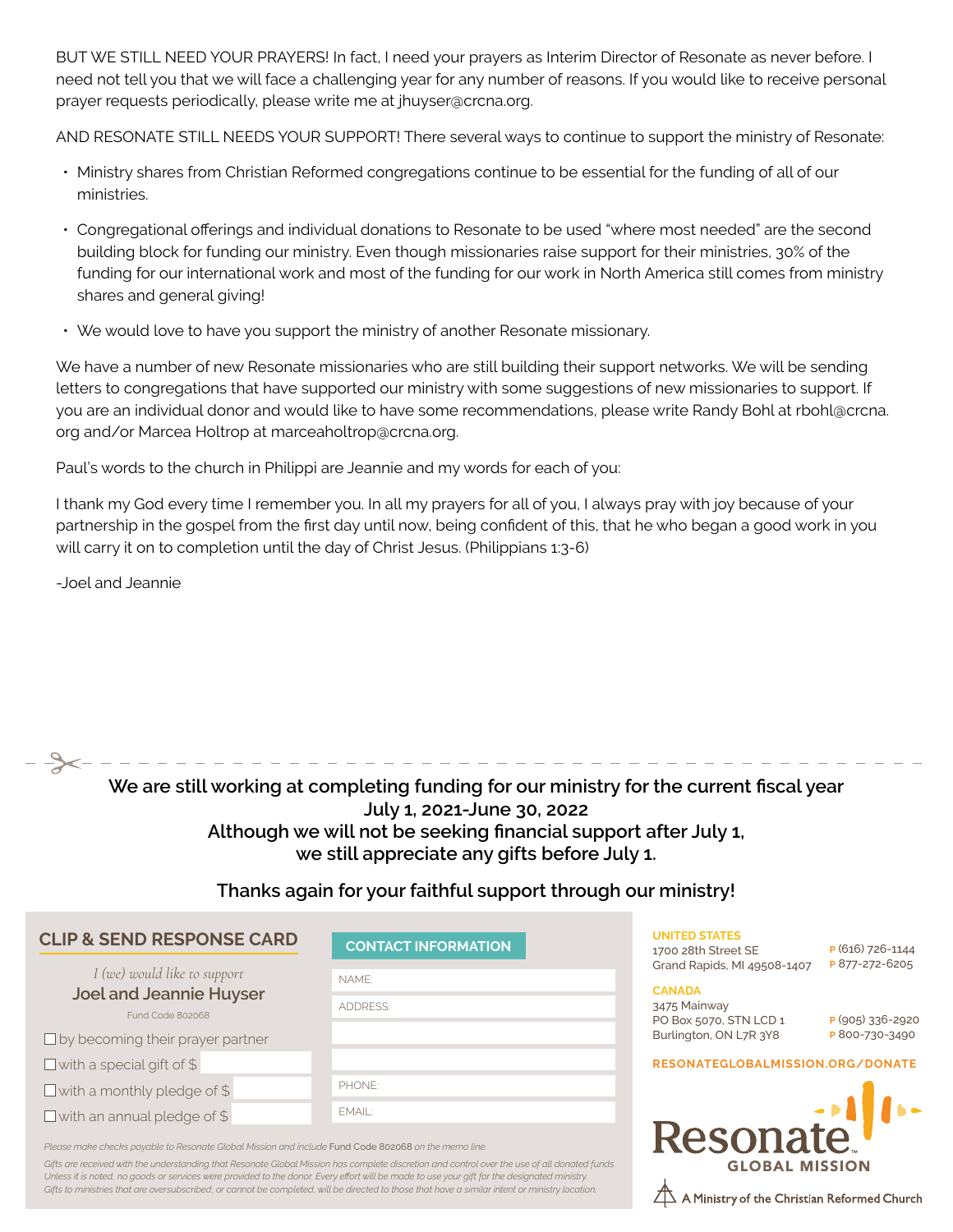BUT WE STILL NEED YOUR PRAYERS! In fact, I need your prayers as Interim Director of Resonate as never before. I need not tell you that we will face a challenging year for any number of reasons. If you would like to receive personal prayer requests periodically, please write me at jhuyser@crcna.org.

AND RESONATE STILL NEEDS YOUR SUPPORT! There several ways to continue to support the ministry of Resonate:

- Ministry shares from Christian Reformed congregations continue to be essential for the funding of all of our ministries.
- Congregational offerings and individual donations to Resonate to be used "where most needed" are the second building block for funding our ministry. Even though missionaries raise support for their ministries, 30% of the funding for our international work and most of the funding for our work in North America still comes from ministry shares and general giving!
- We would love to have you support the ministry of another Resonate missionary.

We have a number of new Resonate missionaries who are still building their support networks. We will be sending letters to congregations that have supported our ministry with some suggestions of new missionaries to support. If you are an individual donor and would like to have some recommendations, please write Randy Bohl at rbohl@crcna.org and/or Marcea Holtrop at marceaholtrop@crcna.org.

Paul's words to the church in Philippi are Jeannie and my words for each of you:

I thank my God every time I remember you. In all my prayers for all of you, I always pray with joy because of your partnership in the gospel from the first day until now, being confident of this, that he who began a good work in you will carry it on to completion until the day of Christ Jesus. (Philippians 1:3-6)

-Joel and Jeannie

**We are still working at completing funding for our ministry for the current fiscal year July 1, 2021-June 30, 2022**
**Although we will not be seeking financial support after July 1, we still appreciate any gifts before July 1.**

**Thanks again for your faithful support through our ministry!**

## CLIP & SEND RESPONSE CARD

*I (we) would like to support*
**Joel and Jeannie Huyser**
Fund Code 802068

- ☐ by becoming their prayer partner
- ☐ with a special gift of $
- ☐ with a monthly pledge of $
- ☐ with an annual pledge of $

**CONTACT INFORMATION**

NAME:

ADDRESS:

PHONE:

EMAIL:

*Please make checks payable to Resonate Global Mission and include* Fund Code 802068 *on the memo line.*

*Gifts are received with the understanding that Resonate Global Mission has complete discretion and control over the use of all donated funds. Unless it is noted, no goods or services were provided to the donor. Every effort will be made to use your gift for the designated ministry. Gifts to ministries that are oversubscribed, or cannot be completed, will be directed to those that have a similar intent or ministry location.*

**UNITED STATES**
1700 28th Street SE
Grand Rapids, MI 49508-1407
P (616) 726-1144
P 877-272-6205

**CANADA**
3475 Mainway
PO Box 5070, STN LCD 1
Burlington, ON L7R 3Y8
P (905) 336-2920
P 800-730-3490

**RESONATEGLOBALMISSION.ORG/DONATE**

Resonate GLOBAL MISSION

A Ministry of the Christian Reformed Church